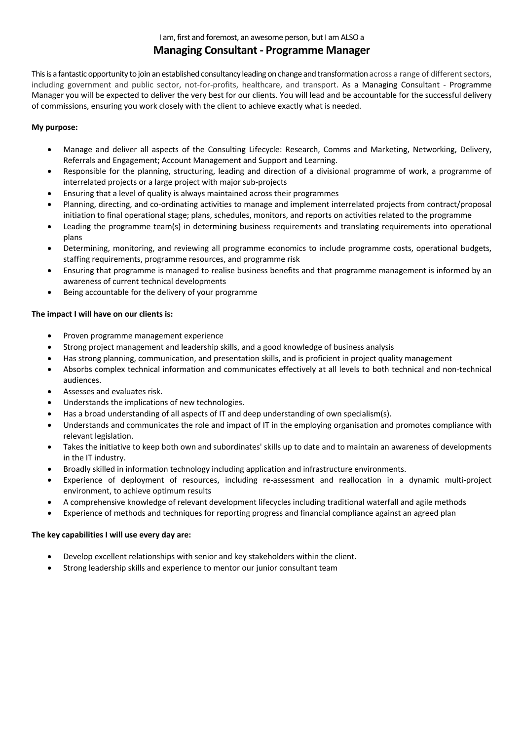I am, first and foremost, an awesome person, but I am ALSO a

# Managing Consultant - Programme Manager

This is a fantastic opportunity to join an established consultancy leading on change and transformation across a range of different sectors, including government and public sector, not-for-profits, healthcare, and transport. As a Managing Consultant - Programme Manager you will be expected to deliver the very best for our clients. You will lead and be accountable for the successful delivery of commissions, ensuring you work closely with the client to achieve exactly what is needed.

**My purpose:**

- Manage and deliver all aspects of the Consulting Lifecycle: Research, Comms and Marketing, Networking, Delivery, Referrals and Engagement; Account Management and Support and Learning.
- Responsible for the planning, structuring, leading and direction of a divisional programme of work, a programme of interrelated projects or a large project with major sub-projects
- Ensuring that a level of quality is always maintained across their programmes
- Planning, directing, and co-ordinating activities to manage and implement interrelated projects from contract/proposal initiation to final operational stage; plans, schedules, monitors, and reports on activities related to the programme
- Leading the programme team(s) in determining business requirements and translating requirements into operational plans
- Determining, monitoring, and reviewing all programme economics to include programme costs, operational budgets, staffing requirements, programme resources, and programme risk
- Ensuring that programme is managed to realise business benefits and that programme management is informed by an awareness of current technical developments
- Being accountable for the delivery of your programme

**The impact I will have on our clients is:**

- Proven programme management experience
- Strong project management and leadership skills, and a good knowledge of business analysis
- Has strong planning, communication, and presentation skills, and is proficient in project quality management
- Absorbs complex technical information and communicates effectively at all levels to both technical and non-technical audiences.
- Assesses and evaluates risk.
- Understands the implications of new technologies.
- Has a broad understanding of all aspects of IT and deep understanding of own specialism(s).
- Understands and communicates the role and impact of IT in the employing organisation and promotes compliance with relevant legislation.
- Takes the initiative to keep both own and subordinates' skills up to date and to maintain an awareness of developments in the IT industry.
- Broadly skilled in information technology including application and infrastructure environments.
- Experience of deployment of resources, including re-assessment and reallocation in a dynamic multi-project environment, to achieve optimum results
- A comprehensive knowledge of relevant development lifecycles including traditional waterfall and agile methods
- Experience of methods and techniques for reporting progress and financial compliance against an agreed plan

**The key capabilities I will use every day are:**

- Develop excellent relationships with senior and key stakeholders within the client.
- Strong leadership skills and experience to mentor our junior consultant team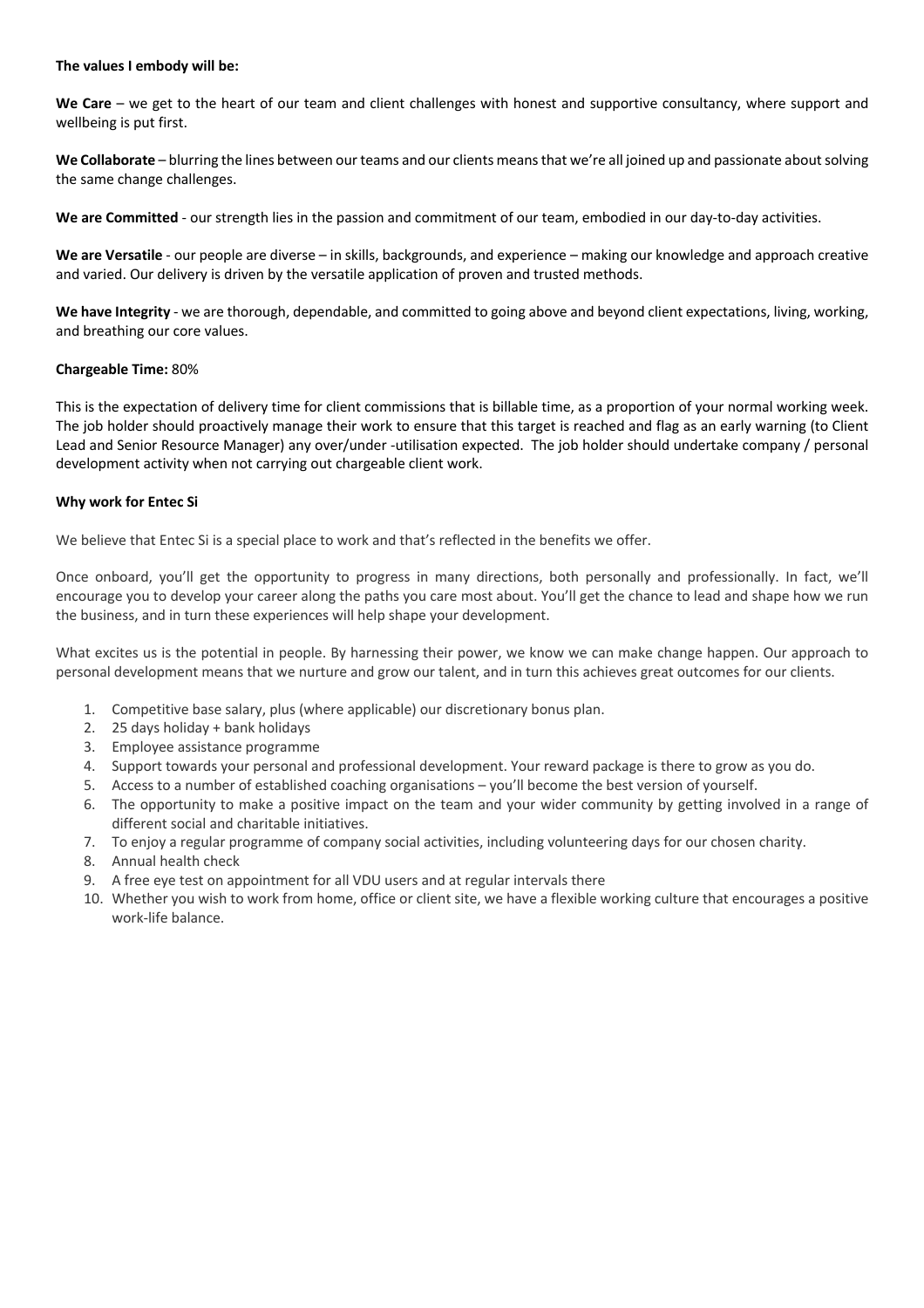**The values I embody will be:**

**We Care** – we get to the heart of our team and client challenges with honest and supportive consultancy, where support and wellbeing is put first.

**We Collaborate** – blurring the lines between our teams and our clients means that we're all joined up and passionate about solving the same change challenges.

**We are Committed** - our strength lies in the passion and commitment of our team, embodied in our day-to-day activities.

**We are Versatile** - our people are diverse – in skills, backgrounds, and experience – making our knowledge and approach creative and varied. Our delivery is driven by the versatile application of proven and trusted methods.

**We have Integrity** - we are thorough, dependable, and committed to going above and beyond client expectations, living, working, and breathing our core values.

**Chargeable Time:** 80%

This is the expectation of delivery time for client commissions that is billable time, as a proportion of your normal working week. The job holder should proactively manage their work to ensure that this target is reached and flag as an early warning (to Client Lead and Senior Resource Manager) any over/under -utilisation expected. The job holder should undertake company / personal development activity when not carrying out chargeable client work.

**Why work for Entec Si**

We believe that Entec Si is a special place to work and that's reflected in the benefits we offer.

Once onboard, you'll get the opportunity to progress in many directions, both personally and professionally. In fact, we'll encourage you to develop your career along the paths you care most about. You'll get the chance to lead and shape how we run the business, and in turn these experiences will help shape your development.

What excites us is the potential in people. By harnessing their power, we know we can make change happen. Our approach to personal development means that we nurture and grow our talent, and in turn this achieves great outcomes for our clients.

1. Competitive base salary, plus (where applicable) our discretionary bonus plan.
2. 25 days holiday + bank holidays
3. Employee assistance programme
4. Support towards your personal and professional development. Your reward package is there to grow as you do.
5. Access to a number of established coaching organisations – you'll become the best version of yourself.
6. The opportunity to make a positive impact on the team and your wider community by getting involved in a range of different social and charitable initiatives.
7. To enjoy a regular programme of company social activities, including volunteering days for our chosen charity.
8. Annual health check
9. A free eye test on appointment for all VDU users and at regular intervals there
10. Whether you wish to work from home, office or client site, we have a flexible working culture that encourages a positive work-life balance.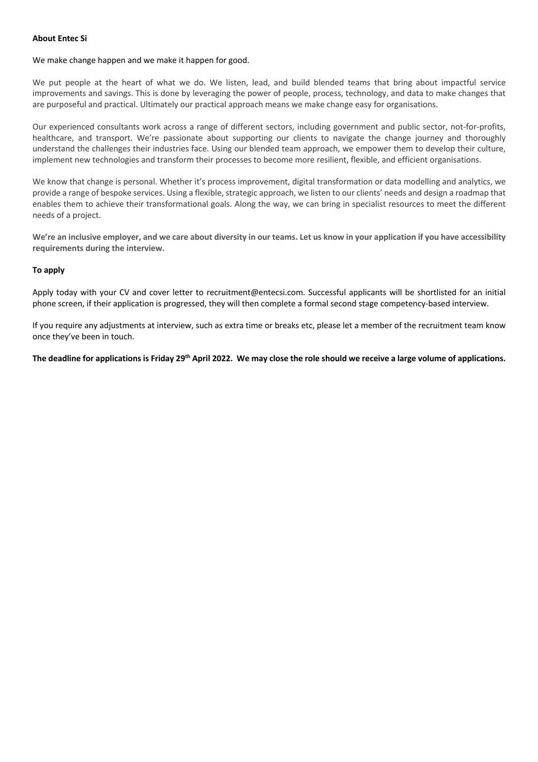**About Entec Si**

We make change happen and we make it happen for good.

We put people at the heart of what we do. We listen, lead, and build blended teams that bring about impactful service improvements and savings. This is done by leveraging the power of people, process, technology, and data to make changes that are purposeful and practical. Ultimately our practical approach means we make change easy for organisations.

Our experienced consultants work across a range of different sectors, including government and public sector, not-for-profits, healthcare, and transport. We're passionate about supporting our clients to navigate the change journey and thoroughly understand the challenges their industries face. Using our blended team approach, we empower them to develop their culture, implement new technologies and transform their processes to become more resilient, flexible, and efficient organisations.

We know that change is personal. Whether it's process improvement, digital transformation or data modelling and analytics, we provide a range of bespoke services. Using a flexible, strategic approach, we listen to our clients' needs and design a roadmap that enables them to achieve their transformational goals. Along the way, we can bring in specialist resources to meet the different needs of a project.

**We're an inclusive employer, and we care about diversity in our teams. Let us know in your application if you have accessibility requirements during the interview.**

**To apply**

Apply today with your CV and cover letter to recruitment@entecsi.com. Successful applicants will be shortlisted for an initial phone screen, if their application is progressed, they will then complete a formal second stage competency-based interview.

If you require any adjustments at interview, such as extra time or breaks etc, please let a member of the recruitment team know once they've been in touch.

**The deadline for applications is Friday 29th April 2022. We may close the role should we receive a large volume of applications.**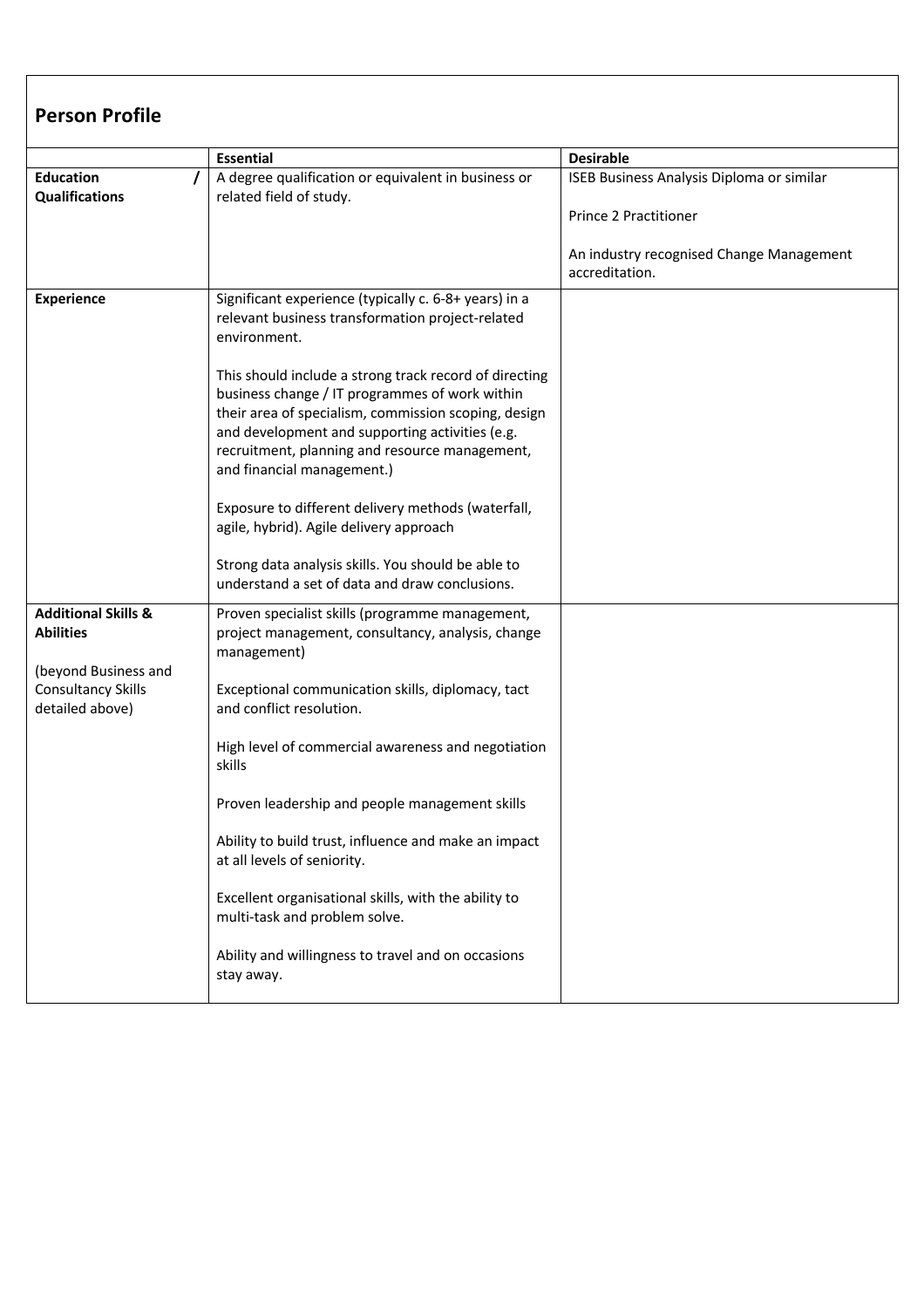## Person Profile

| | Essential | Desirable |
|---|---|---|
| **Education / Qualifications** | A degree qualification or equivalent in business or related field of study. | ISEB Business Analysis Diploma or similar<br><br>Prince 2 Practitioner<br><br>An industry recognised Change Management accreditation. |
| **Experience** | Significant experience (typically c. 6-8+ years) in a relevant business transformation project-related environment.<br><br>This should include a strong track record of directing business change / IT programmes of work within their area of specialism, commission scoping, design and development and supporting activities (e.g. recruitment, planning and resource management, and financial management.)<br><br>Exposure to different delivery methods (waterfall, agile, hybrid). Agile delivery approach<br><br>Strong data analysis skills. You should be able to understand a set of data and draw conclusions. | |
| **Additional Skills & Abilities**<br><br>(beyond Business and Consultancy Skills detailed above) | Proven specialist skills (programme management, project management, consultancy, analysis, change management)<br><br>Exceptional communication skills, diplomacy, tact and conflict resolution.<br><br>High level of commercial awareness and negotiation skills<br><br>Proven leadership and people management skills<br><br>Ability to build trust, influence and make an impact at all levels of seniority.<br><br>Excellent organisational skills, with the ability to multi-task and problem solve.<br><br>Ability and willingness to travel and on occasions stay away. | |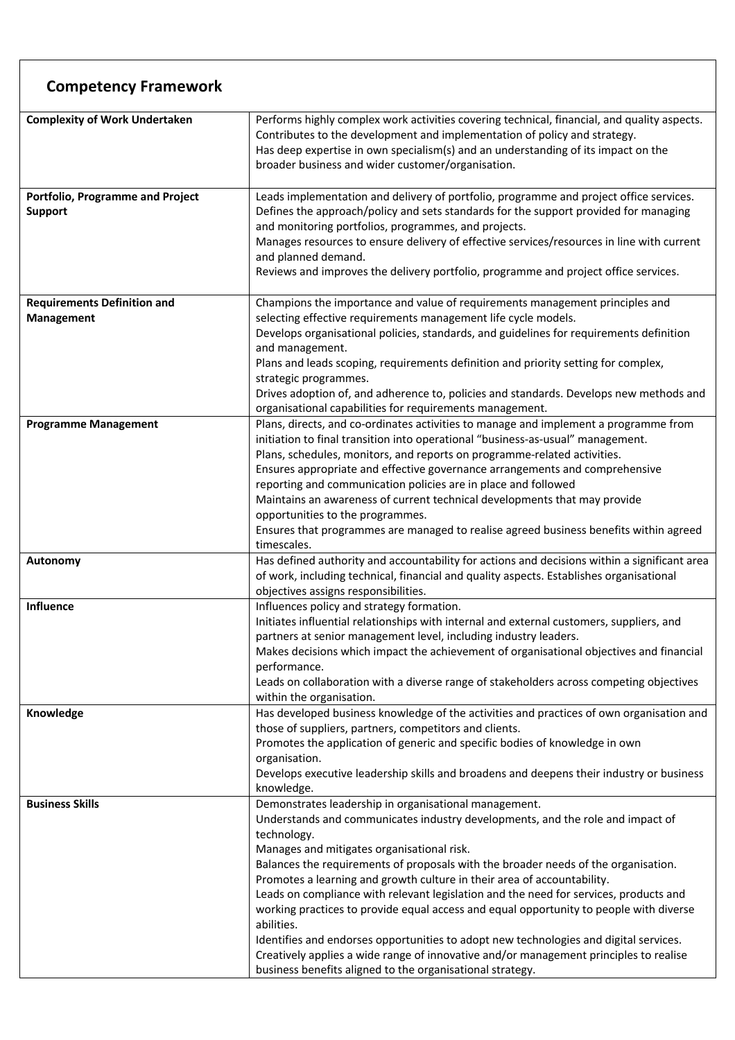## Competency Framework

| | |
|---|---|
| **Complexity of Work Undertaken** | Performs highly complex work activities covering technical, financial, and quality aspects.<br>Contributes to the development and implementation of policy and strategy.<br>Has deep expertise in own specialism(s) and an understanding of its impact on the broader business and wider customer/organisation. |
| **Portfolio, Programme and Project Support** | Leads implementation and delivery of portfolio, programme and project office services.<br>Defines the approach/policy and sets standards for the support provided for managing and monitoring portfolios, programmes, and projects.<br>Manages resources to ensure delivery of effective services/resources in line with current and planned demand.<br>Reviews and improves the delivery portfolio, programme and project office services. |
| **Requirements Definition and Management** | Champions the importance and value of requirements management principles and selecting effective requirements management life cycle models.<br>Develops organisational policies, standards, and guidelines for requirements definition and management.<br>Plans and leads scoping, requirements definition and priority setting for complex, strategic programmes.<br>Drives adoption of, and adherence to, policies and standards. Develops new methods and organisational capabilities for requirements management. |
| **Programme Management** | Plans, directs, and co-ordinates activities to manage and implement a programme from initiation to final transition into operational "business-as-usual" management.<br>Plans, schedules, monitors, and reports on programme-related activities.<br>Ensures appropriate and effective governance arrangements and comprehensive reporting and communication policies are in place and followed<br>Maintains an awareness of current technical developments that may provide opportunities to the programmes.<br>Ensures that programmes are managed to realise agreed business benefits within agreed timescales. |
| **Autonomy** | Has defined authority and accountability for actions and decisions within a significant area of work, including technical, financial and quality aspects. Establishes organisational objectives assigns responsibilities. |
| **Influence** | Influences policy and strategy formation.<br>Initiates influential relationships with internal and external customers, suppliers, and partners at senior management level, including industry leaders.<br>Makes decisions which impact the achievement of organisational objectives and financial performance.<br>Leads on collaboration with a diverse range of stakeholders across competing objectives within the organisation. |
| **Knowledge** | Has developed business knowledge of the activities and practices of own organisation and those of suppliers, partners, competitors and clients.<br>Promotes the application of generic and specific bodies of knowledge in own organisation.<br>Develops executive leadership skills and broadens and deepens their industry or business knowledge. |
| **Business Skills** | Demonstrates leadership in organisational management.<br>Understands and communicates industry developments, and the role and impact of technology.<br>Manages and mitigates organisational risk.<br>Balances the requirements of proposals with the broader needs of the organisation.<br>Promotes a learning and growth culture in their area of accountability.<br>Leads on compliance with relevant legislation and the need for services, products and working practices to provide equal access and equal opportunity to people with diverse abilities.<br>Identifies and endorses opportunities to adopt new technologies and digital services.<br>Creatively applies a wide range of innovative and/or management principles to realise business benefits aligned to the organisational strategy. |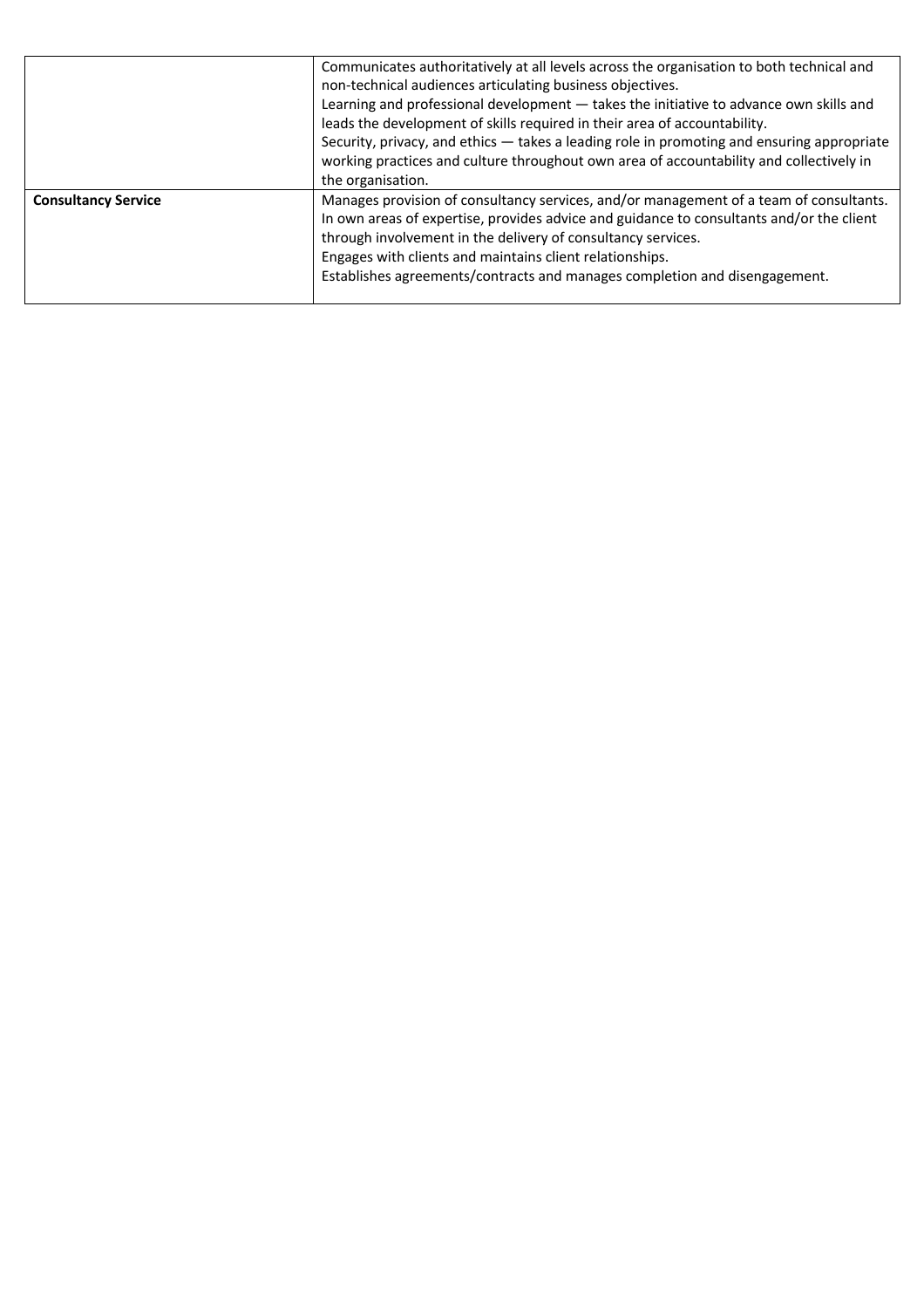| | |
|---|---|
| | Communicates authoritatively at all levels across the organisation to both technical and non-technical audiences articulating business objectives.<br>Learning and professional development — takes the initiative to advance own skills and leads the development of skills required in their area of accountability.<br>Security, privacy, and ethics — takes a leading role in promoting and ensuring appropriate working practices and culture throughout own area of accountability and collectively in the organisation. |
| **Consultancy Service** | Manages provision of consultancy services, and/or management of a team of consultants.<br>In own areas of expertise, provides advice and guidance to consultants and/or the client through involvement in the delivery of consultancy services.<br>Engages with clients and maintains client relationships.<br>Establishes agreements/contracts and manages completion and disengagement. |